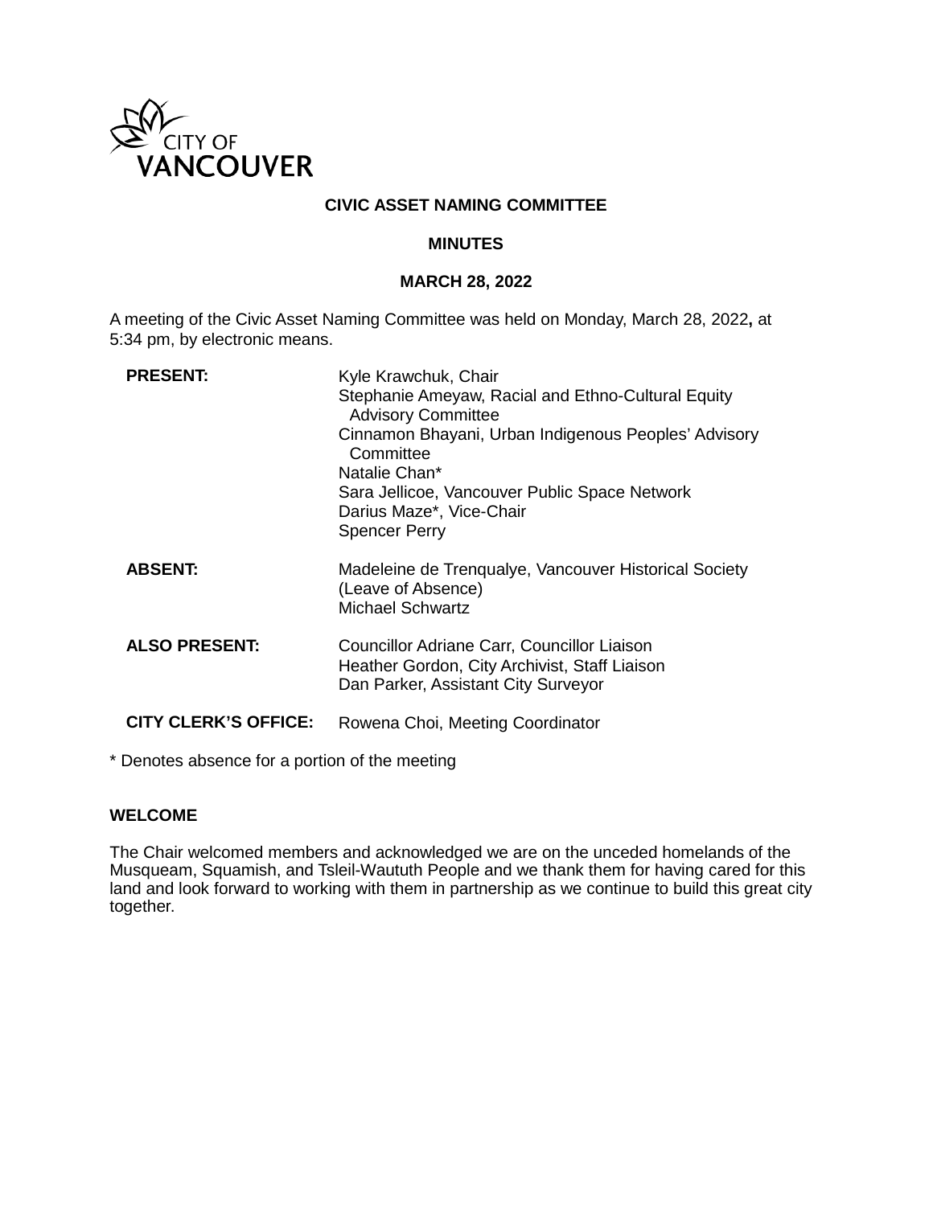CITY OF VANCOUVER

**CIVIC ASSET NAMING COMMITTEE**

**MINUTES**

**MARCH 28, 2022**

A meeting of the Civic Asset Naming Committee was held on Monday, March 28, 2022**,** at 5:34 pm, by electronic means.

| | |
|---|---|
| **PRESENT:** | Kyle Krawchuk, Chair<br>Stephanie Ameyaw, Racial and Ethno-Cultural Equity Advisory Committee<br>Cinnamon Bhayani, Urban Indigenous Peoples' Advisory Committee<br>Natalie Chan*<br>Sara Jellicoe, Vancouver Public Space Network<br>Darius Maze*, Vice-Chair<br>Spencer Perry |
| **ABSENT:** | Madeleine de Trenqualye, Vancouver Historical Society (Leave of Absence)<br>Michael Schwartz |
| **ALSO PRESENT:** | Councillor Adriane Carr, Councillor Liaison<br>Heather Gordon, City Archivist, Staff Liaison<br>Dan Parker, Assistant City Surveyor |
| **CITY CLERK'S OFFICE:** | Rowena Choi, Meeting Coordinator |

* Denotes absence for a portion of the meeting

**WELCOME**

The Chair welcomed members and acknowledged we are on the unceded homelands of the Musqueam, Squamish, and Tsleil-Waututh People and we thank them for having cared for this land and look forward to working with them in partnership as we continue to build this great city together.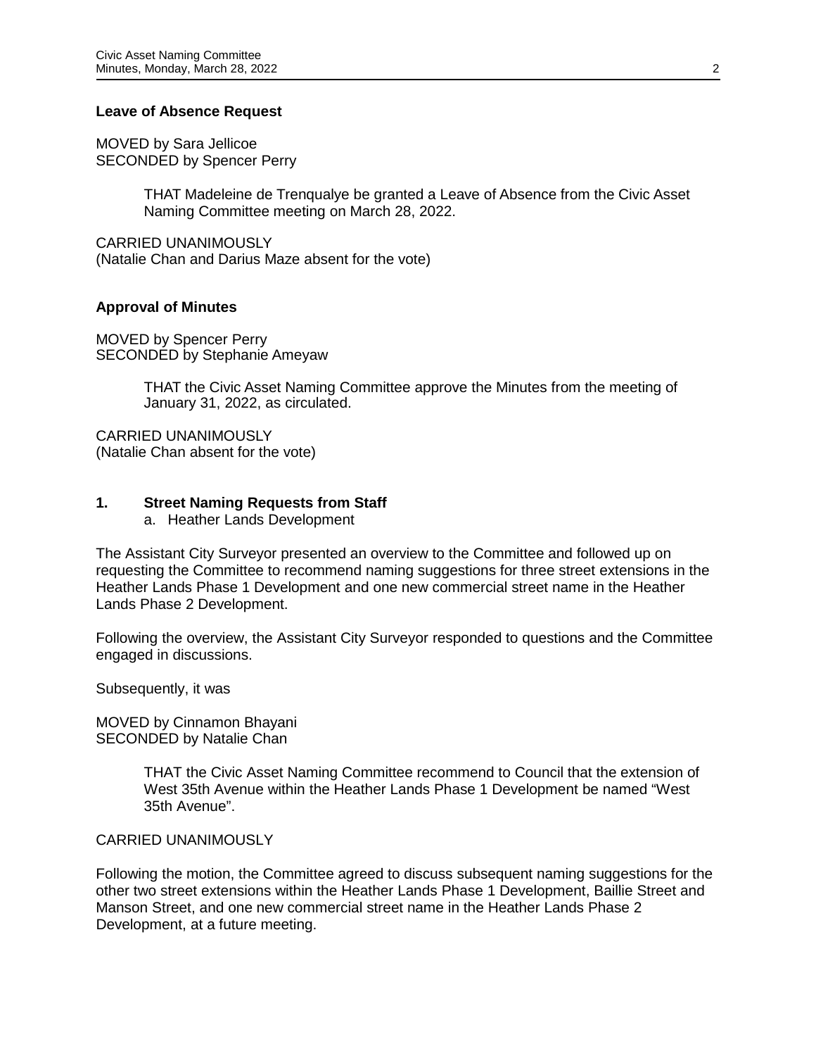**Leave of Absence Request**

MOVED by Sara Jellicoe
SECONDED by Spencer Perry

> THAT Madeleine de Trenqualye be granted a Leave of Absence from the Civic Asset Naming Committee meeting on March 28, 2022.

CARRIED UNANIMOUSLY
(Natalie Chan and Darius Maze absent for the vote)

**Approval of Minutes**

MOVED by Spencer Perry
SECONDED by Stephanie Ameyaw

> THAT the Civic Asset Naming Committee approve the Minutes from the meeting of January 31, 2022, as circulated.

CARRIED UNANIMOUSLY
(Natalie Chan absent for the vote)

## 1. Street Naming Requests from Staff

a. Heather Lands Development

The Assistant City Surveyor presented an overview to the Committee and followed up on requesting the Committee to recommend naming suggestions for three street extensions in the Heather Lands Phase 1 Development and one new commercial street name in the Heather Lands Phase 2 Development.

Following the overview, the Assistant City Surveyor responded to questions and the Committee engaged in discussions.

Subsequently, it was

MOVED by Cinnamon Bhayani
SECONDED by Natalie Chan

> THAT the Civic Asset Naming Committee recommend to Council that the extension of West 35th Avenue within the Heather Lands Phase 1 Development be named “West 35th Avenue”.

CARRIED UNANIMOUSLY

Following the motion, the Committee agreed to discuss subsequent naming suggestions for the other two street extensions within the Heather Lands Phase 1 Development, Baillie Street and Manson Street, and one new commercial street name in the Heather Lands Phase 2 Development, at a future meeting.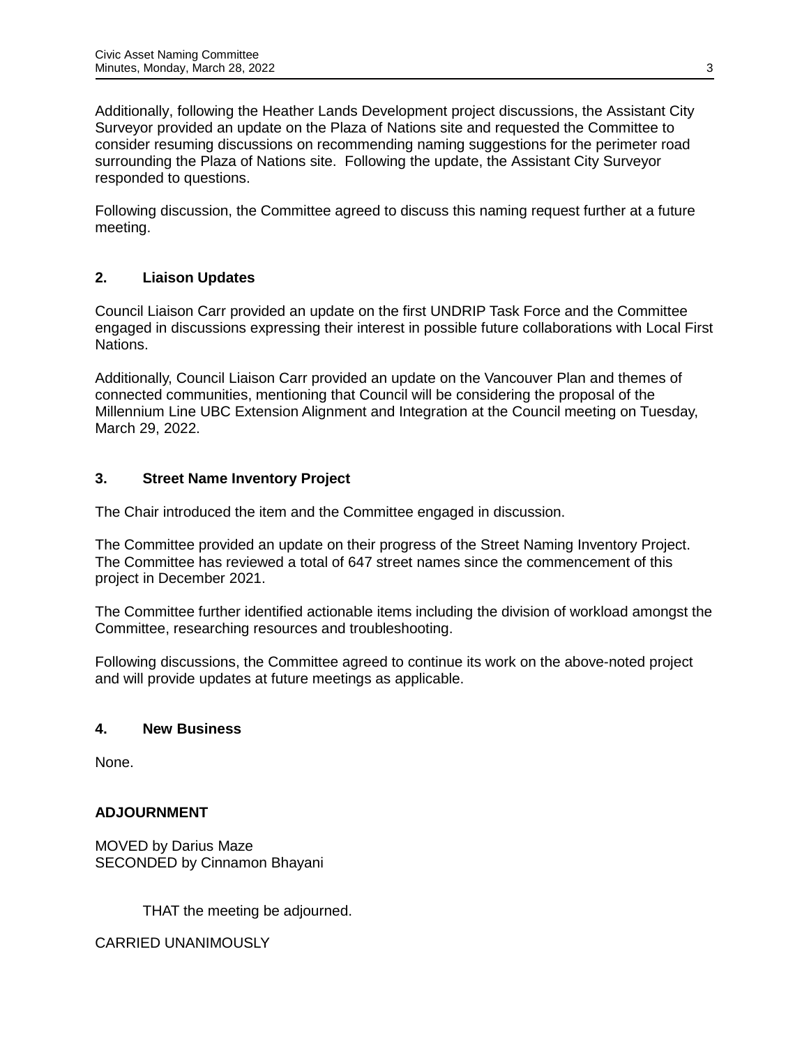Additionally, following the Heather Lands Development project discussions, the Assistant City Surveyor provided an update on the Plaza of Nations site and requested the Committee to consider resuming discussions on recommending naming suggestions for the perimeter road surrounding the Plaza of Nations site. Following the update, the Assistant City Surveyor responded to questions.

Following discussion, the Committee agreed to discuss this naming request further at a future meeting.

## 2. Liaison Updates

Council Liaison Carr provided an update on the first UNDRIP Task Force and the Committee engaged in discussions expressing their interest in possible future collaborations with Local First Nations.

Additionally, Council Liaison Carr provided an update on the Vancouver Plan and themes of connected communities, mentioning that Council will be considering the proposal of the Millennium Line UBC Extension Alignment and Integration at the Council meeting on Tuesday, March 29, 2022.

## 3. Street Name Inventory Project

The Chair introduced the item and the Committee engaged in discussion.

The Committee provided an update on their progress of the Street Naming Inventory Project. The Committee has reviewed a total of 647 street names since the commencement of this project in December 2021.

The Committee further identified actionable items including the division of workload amongst the Committee, researching resources and troubleshooting.

Following discussions, the Committee agreed to continue its work on the above-noted project and will provide updates at future meetings as applicable.

## 4. New Business

None.

## ADJOURNMENT

MOVED by Darius Maze
SECONDED by Cinnamon Bhayani

THAT the meeting be adjourned.

CARRIED UNANIMOUSLY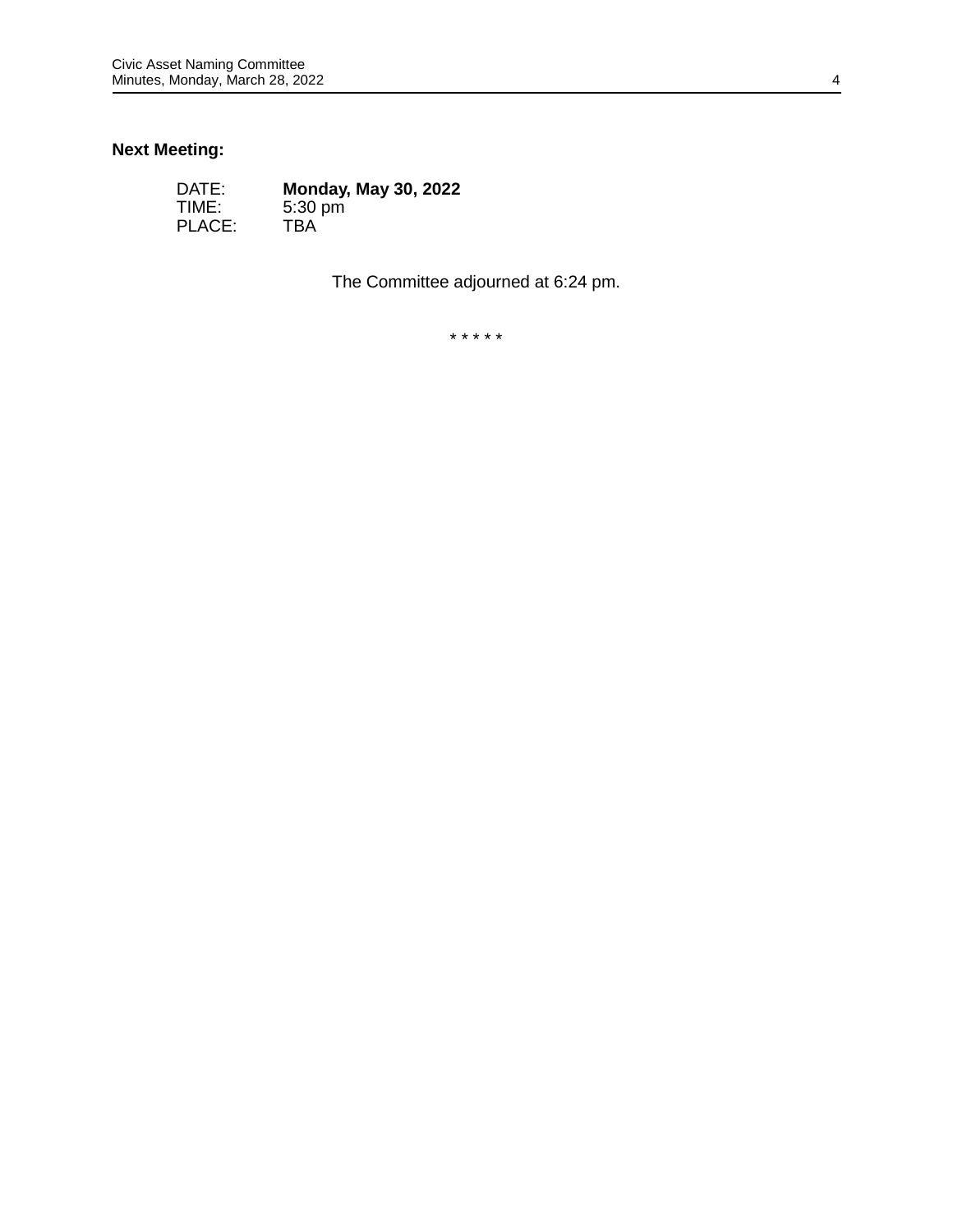**Next Meeting:**

| | |
|---|---|
| DATE: | **Monday, May 30, 2022** |
| TIME: | 5:30 pm |
| PLACE: | TBA |

The Committee adjourned at 6:24 pm.

* * * * *